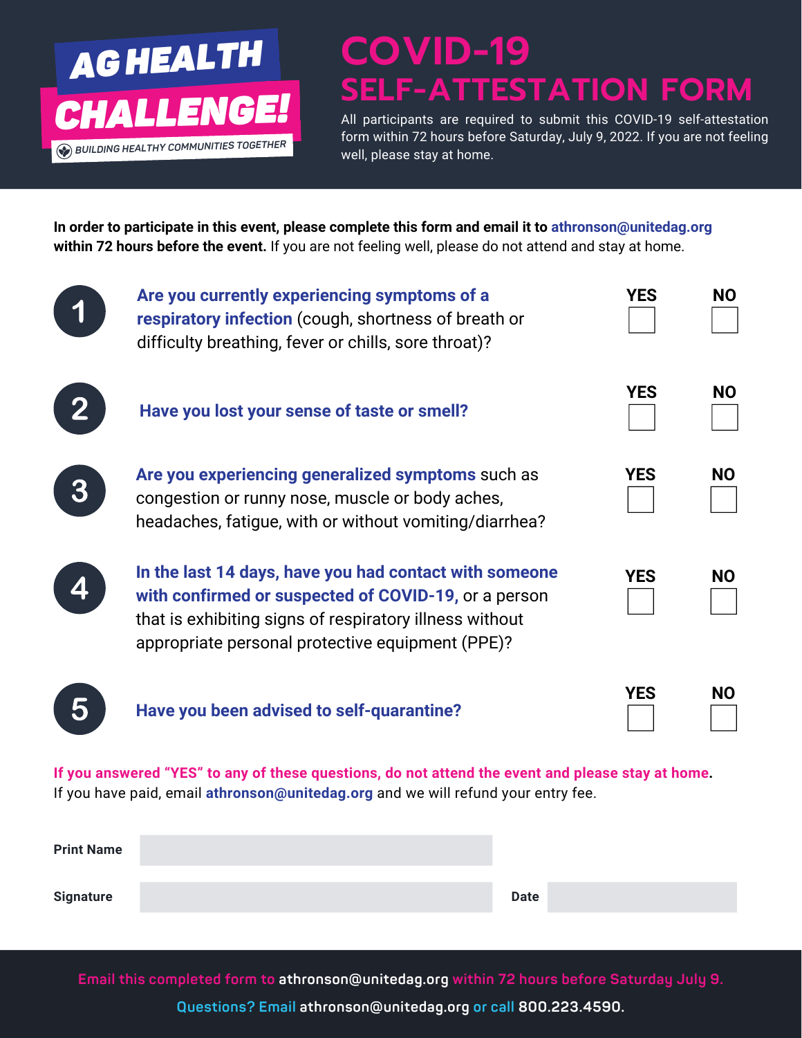**AG HEALTH CHALLENGE!**

BUILDING HEALTHY COMMUNITIES TOGETHER

# COVID-19 SELF-ATTESTATION FORM

All participants are required to submit this COVID-19 self-attestation form within 72 hours before Saturday, July 9, 2022. If you are not feeling well, please stay at home.

**In order to participate in this event, please complete this form and email it to athronson@unitedag.org within 72 hours before the event.** If you are not feeling well, please do not attend and stay at home.

| # | Question | YES | NO |
|---|---|---|---|
| 1 | **Are you currently experiencing symptoms of a respiratory infection** (cough, shortness of breath or difficulty breathing, fever or chills, sore throat)? | ☐ | ☐ |
| 2 | **Have you lost your sense of taste or smell?** | ☐ | ☐ |
| 3 | **Are you experiencing generalized symptoms** such as congestion or runny nose, muscle or body aches, headaches, fatigue, with or without vomiting/diarrhea? | ☐ | ☐ |
| 4 | **In the last 14 days, have you had contact with someone with confirmed or suspected of COVID-19,** or a person that is exhibiting signs of respiratory illness without appropriate personal protective equipment (PPE)? | ☐ | ☐ |
| 5 | **Have you been advised to self-quarantine?** | ☐ | ☐ |

**If you answered "YES" to any of these questions, do not attend the event and please stay at home.**
If you have paid, email **athronson@unitedag.org** and we will refund your entry fee.

**Print Name** ____________________

**Signature** ____________________ **Date** ____________________

Email this completed form to athronson@unitedag.org within 72 hours before Saturday July 9.

Questions? Email athronson@unitedag.org or call 800.223.4590.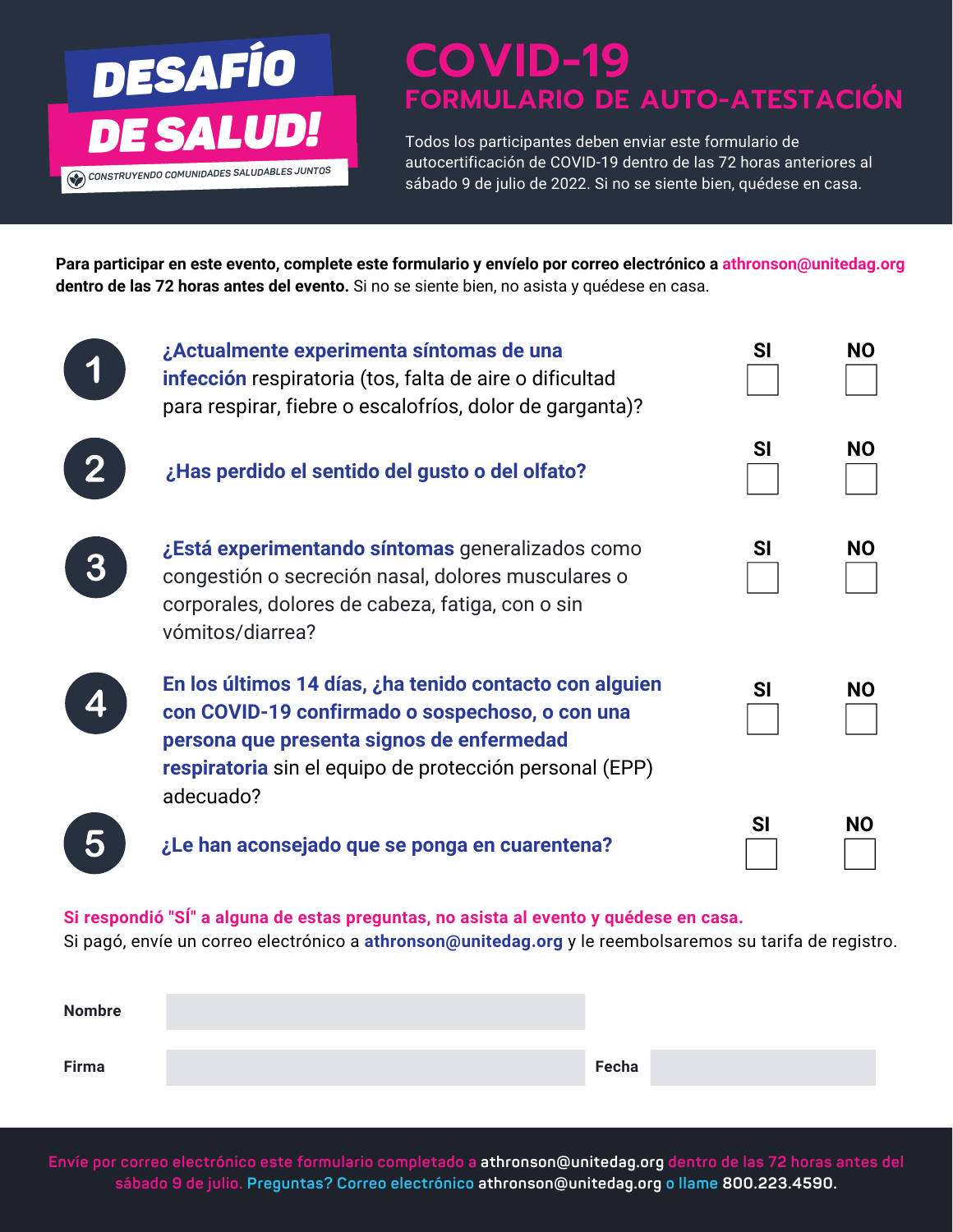# DESAFÍO DE SALUD!

CONSTRUYENDO COMUNIDADES SALUDABLES JUNTOS

# COVID-19

## FORMULARIO DE AUTO-ATESTACIÓN

Todos los participantes deben enviar este formulario de autocertificación de COVID-19 dentro de las 72 horas anteriores al sábado 9 de julio de 2022. Si no se siente bien, quédese en casa.

**Para participar en este evento, complete este formulario y envíelo por correo electrónico a athronson@unitedag.org dentro de las 72 horas antes del evento.** Si no se siente bien, no asista y quédese en casa.

| | | SI | NO |
|---|---|---|---|
| 1 | **¿Actualmente experimenta síntomas de una infección** respiratoria (tos, falta de aire o dificultad para respirar, fiebre o escalofríos, dolor de garganta)? | ☐ | ☐ |
| 2 | **¿Has perdido el sentido del gusto o del olfato?** | ☐ | ☐ |
| 3 | **¿Está experimentando síntomas** generalizados como congestión o secreción nasal, dolores musculares o corporales, dolores de cabeza, fatiga, con o sin vómitos/diarrea? | ☐ | ☐ |
| 4 | **En los últimos 14 días, ¿ha tenido contacto con alguien con COVID-19 confirmado o sospechoso, o con una persona que presenta signos de enfermedad respiratoria** sin el equipo de protección personal (EPP) adecuado? | ☐ | ☐ |
| 5 | **¿Le han aconsejado que se ponga en cuarentena?** | ☐ | ☐ |

**Si respondió "SÍ" a alguna de estas preguntas, no asista al evento y quédese en casa.**
Si pagó, envíe un correo electrónico a **athronson@unitedag.org** y le reembolsaremos su tarifa de registro.

**Nombre** ______________________

**Firma** ______________________ **Fecha** ______________

Envíe por correo electrónico este formulario completado a athronson@unitedag.org dentro de las 72 horas antes del sábado 9 de julio. Preguntas? Correo electrónico athronson@unitedag.org o llame 800.223.4590.